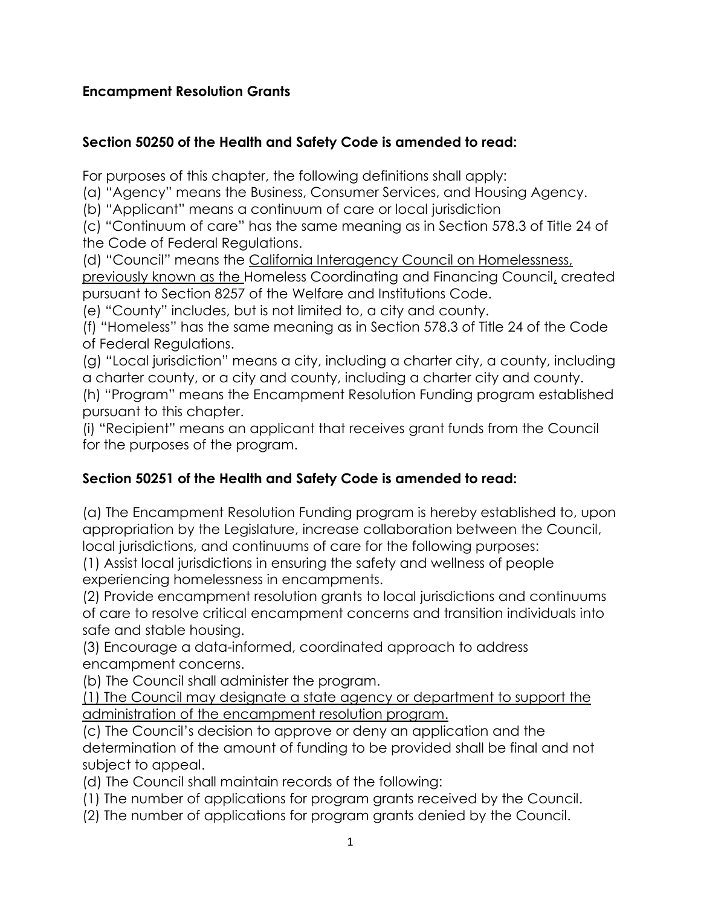**Encampment Resolution Grants**

**Section 50250 of the Health and Safety Code is amended to read:**

For purposes of this chapter, the following definitions shall apply:

(a) "Agency" means the Business, Consumer Services, and Housing Agency.

(b) "Applicant" means a continuum of care or local jurisdiction

(c) "Continuum of care" has the same meaning as in Section 578.3 of Title 24 of the Code of Federal Regulations.

(d) "Council" means the <u>California Interagency Council on Homelessness, previously known as the </u>Homeless Coordinating and Financing Council<u>,</u> created pursuant to Section 8257 of the Welfare and Institutions Code.

(e) "County" includes, but is not limited to, a city and county.

(f) "Homeless" has the same meaning as in Section 578.3 of Title 24 of the Code of Federal Regulations.

(g) "Local jurisdiction" means a city, including a charter city, a county, including a charter county, or a city and county, including a charter city and county.

(h) "Program" means the Encampment Resolution Funding program established pursuant to this chapter.

(i) "Recipient" means an applicant that receives grant funds from the Council for the purposes of the program.

**Section 50251 of the Health and Safety Code is amended to read:**

(a) The Encampment Resolution Funding program is hereby established to, upon appropriation by the Legislature, increase collaboration between the Council, local jurisdictions, and continuums of care for the following purposes:

(1) Assist local jurisdictions in ensuring the safety and wellness of people experiencing homelessness in encampments.

(2) Provide encampment resolution grants to local jurisdictions and continuums of care to resolve critical encampment concerns and transition individuals into safe and stable housing.

(3) Encourage a data-informed, coordinated approach to address encampment concerns.

(b) The Council shall administer the program.

<u>(1) The Council may designate a state agency or department to support the administration of the encampment resolution program.</u>

(c) The Council's decision to approve or deny an application and the determination of the amount of funding to be provided shall be final and not subject to appeal.

(d) The Council shall maintain records of the following:

(1) The number of applications for program grants received by the Council.

(2) The number of applications for program grants denied by the Council.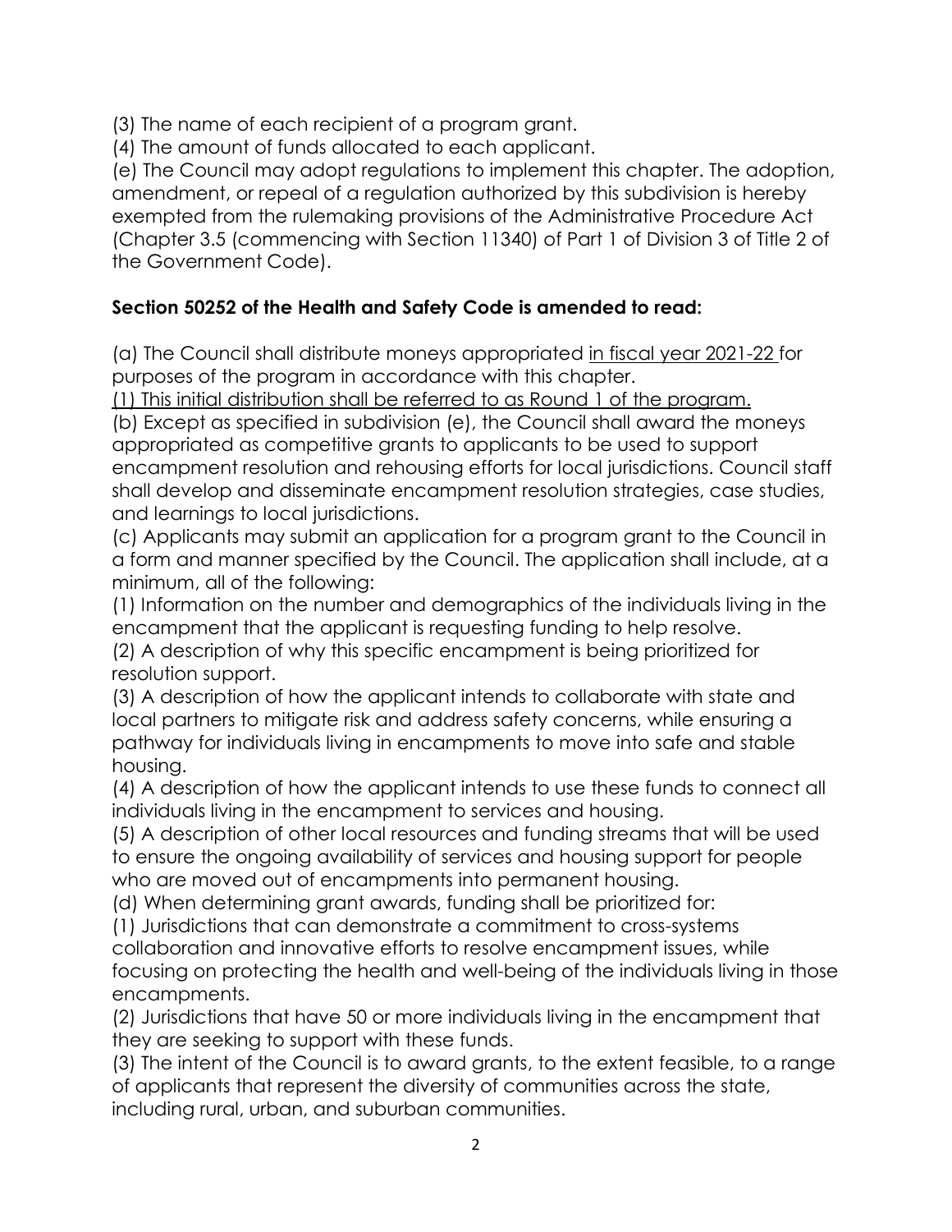(3) The name of each recipient of a program grant.

(4) The amount of funds allocated to each applicant.

(e) The Council may adopt regulations to implement this chapter. The adoption, amendment, or repeal of a regulation authorized by this subdivision is hereby exempted from the rulemaking provisions of the Administrative Procedure Act (Chapter 3.5 (commencing with Section 11340) of Part 1 of Division 3 of Title 2 of the Government Code).

**Section 50252 of the Health and Safety Code is amended to read:**

(a) The Council shall distribute moneys appropriated <u>in fiscal year 2021-22</u> for purposes of the program in accordance with this chapter.

<u>(1) This initial distribution shall be referred to as Round 1 of the program.</u>

(b) Except as specified in subdivision (e), the Council shall award the moneys appropriated as competitive grants to applicants to be used to support encampment resolution and rehousing efforts for local jurisdictions. Council staff shall develop and disseminate encampment resolution strategies, case studies, and learnings to local jurisdictions.

(c) Applicants may submit an application for a program grant to the Council in a form and manner specified by the Council. The application shall include, at a minimum, all of the following:

(1) Information on the number and demographics of the individuals living in the encampment that the applicant is requesting funding to help resolve.

(2) A description of why this specific encampment is being prioritized for resolution support.

(3) A description of how the applicant intends to collaborate with state and local partners to mitigate risk and address safety concerns, while ensuring a pathway for individuals living in encampments to move into safe and stable housing.

(4) A description of how the applicant intends to use these funds to connect all individuals living in the encampment to services and housing.

(5) A description of other local resources and funding streams that will be used to ensure the ongoing availability of services and housing support for people who are moved out of encampments into permanent housing.

(d) When determining grant awards, funding shall be prioritized for:

(1) Jurisdictions that can demonstrate a commitment to cross-systems collaboration and innovative efforts to resolve encampment issues, while focusing on protecting the health and well-being of the individuals living in those encampments.

(2) Jurisdictions that have 50 or more individuals living in the encampment that they are seeking to support with these funds.

(3) The intent of the Council is to award grants, to the extent feasible, to a range of applicants that represent the diversity of communities across the state, including rural, urban, and suburban communities.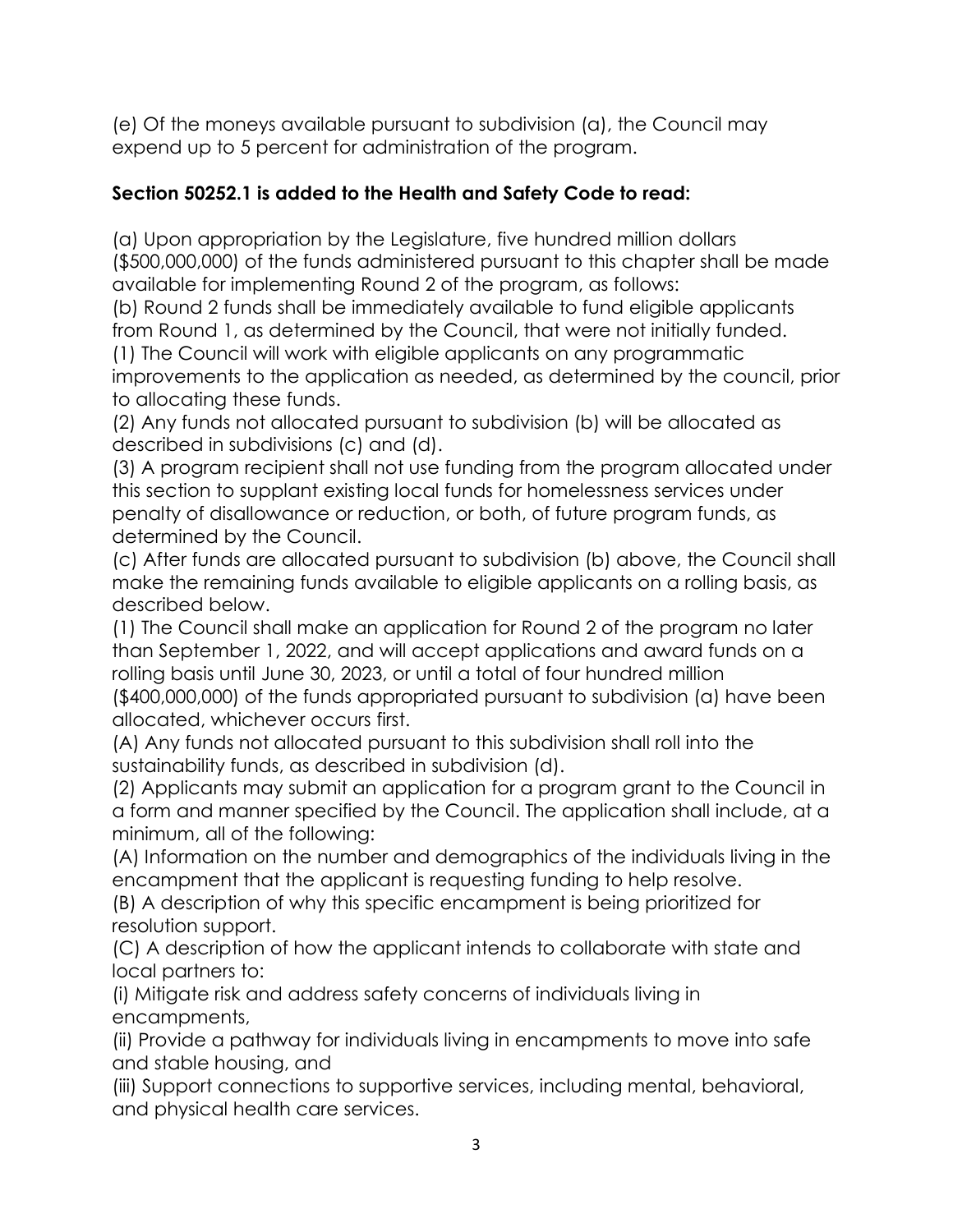(e) Of the moneys available pursuant to subdivision (a), the Council may expend up to 5 percent for administration of the program.

**Section 50252.1 is added to the Health and Safety Code to read:**

(a) Upon appropriation by the Legislature, five hundred million dollars ($500,000,000) of the funds administered pursuant to this chapter shall be made available for implementing Round 2 of the program, as follows:

(b) Round 2 funds shall be immediately available to fund eligible applicants from Round 1, as determined by the Council, that were not initially funded.

(1) The Council will work with eligible applicants on any programmatic improvements to the application as needed, as determined by the council, prior to allocating these funds.

(2) Any funds not allocated pursuant to subdivision (b) will be allocated as described in subdivisions (c) and (d).

(3) A program recipient shall not use funding from the program allocated under this section to supplant existing local funds for homelessness services under penalty of disallowance or reduction, or both, of future program funds, as determined by the Council.

(c) After funds are allocated pursuant to subdivision (b) above, the Council shall make the remaining funds available to eligible applicants on a rolling basis, as described below.

(1) The Council shall make an application for Round 2 of the program no later than September 1, 2022, and will accept applications and award funds on a rolling basis until June 30, 2023, or until a total of four hundred million ($400,000,000) of the funds appropriated pursuant to subdivision (a) have been allocated, whichever occurs first.

(A) Any funds not allocated pursuant to this subdivision shall roll into the sustainability funds, as described in subdivision (d).

(2) Applicants may submit an application for a program grant to the Council in a form and manner specified by the Council. The application shall include, at a minimum, all of the following:

(A) Information on the number and demographics of the individuals living in the encampment that the applicant is requesting funding to help resolve.

(B) A description of why this specific encampment is being prioritized for resolution support.

(C) A description of how the applicant intends to collaborate with state and local partners to:

(i) Mitigate risk and address safety concerns of individuals living in encampments,

(ii) Provide a pathway for individuals living in encampments to move into safe and stable housing, and

(iii) Support connections to supportive services, including mental, behavioral, and physical health care services.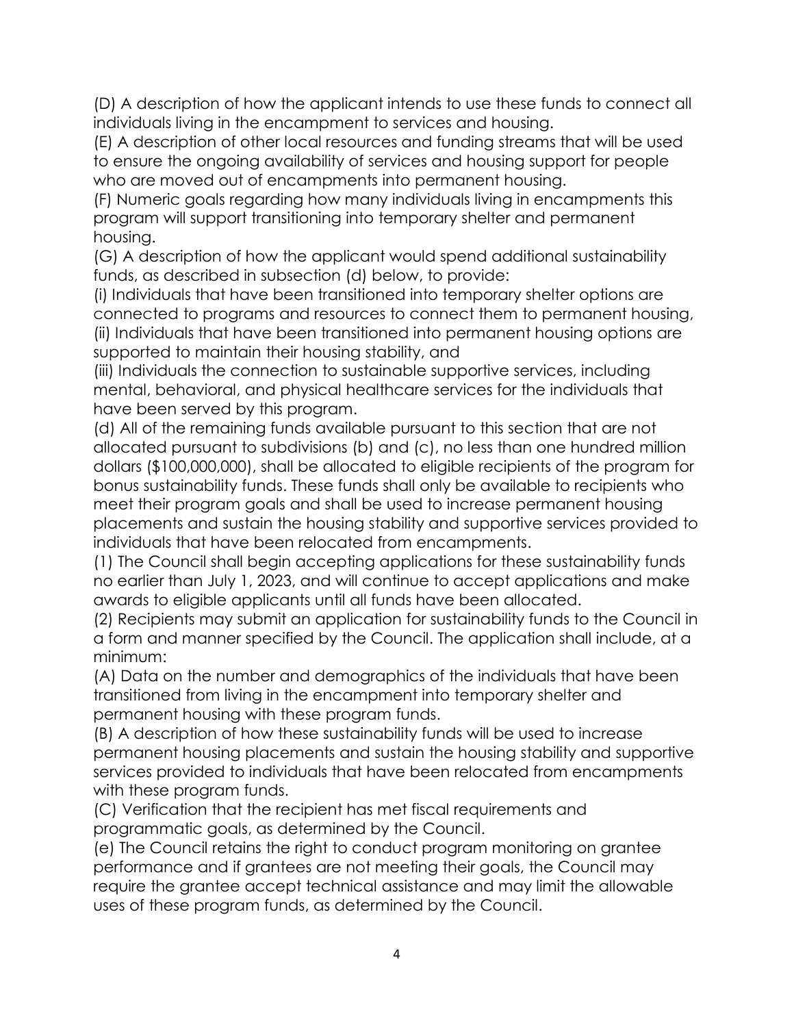(D) A description of how the applicant intends to use these funds to connect all individuals living in the encampment to services and housing.

(E) A description of other local resources and funding streams that will be used to ensure the ongoing availability of services and housing support for people who are moved out of encampments into permanent housing.

(F) Numeric goals regarding how many individuals living in encampments this program will support transitioning into temporary shelter and permanent housing.

(G) A description of how the applicant would spend additional sustainability funds, as described in subsection (d) below, to provide:

(i) Individuals that have been transitioned into temporary shelter options are connected to programs and resources to connect them to permanent housing,

(ii) Individuals that have been transitioned into permanent housing options are supported to maintain their housing stability, and

(iii) Individuals the connection to sustainable supportive services, including mental, behavioral, and physical healthcare services for the individuals that have been served by this program.

(d) All of the remaining funds available pursuant to this section that are not allocated pursuant to subdivisions (b) and (c), no less than one hundred million dollars ($100,000,000), shall be allocated to eligible recipients of the program for bonus sustainability funds. These funds shall only be available to recipients who meet their program goals and shall be used to increase permanent housing placements and sustain the housing stability and supportive services provided to individuals that have been relocated from encampments.

(1) The Council shall begin accepting applications for these sustainability funds no earlier than July 1, 2023, and will continue to accept applications and make awards to eligible applicants until all funds have been allocated.

(2) Recipients may submit an application for sustainability funds to the Council in a form and manner specified by the Council. The application shall include, at a minimum:

(A) Data on the number and demographics of the individuals that have been transitioned from living in the encampment into temporary shelter and permanent housing with these program funds.

(B) A description of how these sustainability funds will be used to increase permanent housing placements and sustain the housing stability and supportive services provided to individuals that have been relocated from encampments with these program funds.

(C) Verification that the recipient has met fiscal requirements and programmatic goals, as determined by the Council.

(e) The Council retains the right to conduct program monitoring on grantee performance and if grantees are not meeting their goals, the Council may require the grantee accept technical assistance and may limit the allowable uses of these program funds, as determined by the Council.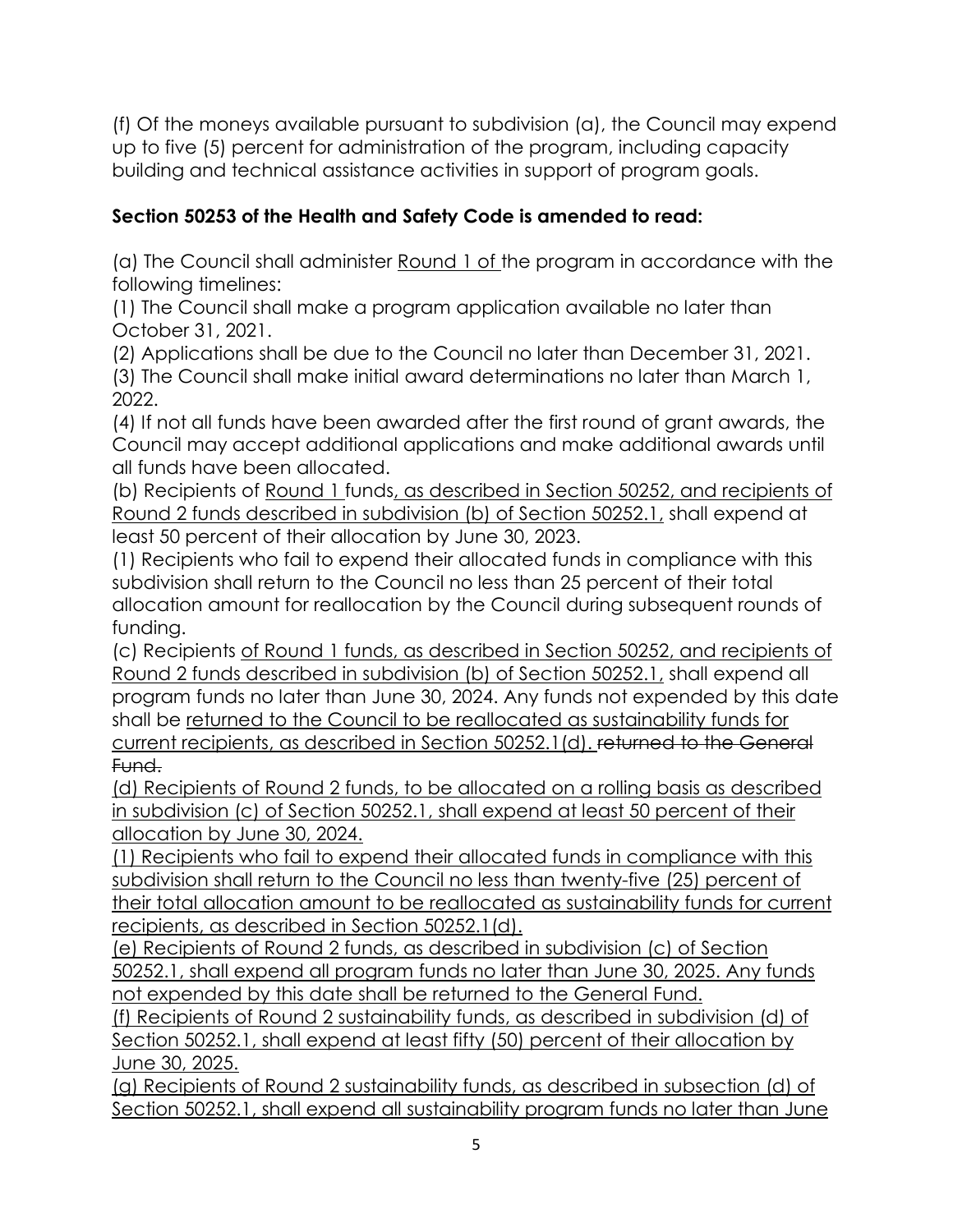(f) Of the moneys available pursuant to subdivision (a), the Council may expend up to five (5) percent for administration of the program, including capacity building and technical assistance activities in support of program goals.

**Section 50253 of the Health and Safety Code is amended to read:**

(a) The Council shall administer <u>Round 1 of</u> the program in accordance with the following timelines:
(1) The Council shall make a program application available no later than October 31, 2021.
(2) Applications shall be due to the Council no later than December 31, 2021.
(3) The Council shall make initial award determinations no later than March 1, 2022.
(4) If not all funds have been awarded after the first round of grant awards, the Council may accept additional applications and make additional awards until all funds have been allocated.
(b) Recipients of <u>Round 1</u> funds<u>, as described in Section 50252, and recipients of Round 2 funds described in subdivision (b) of Section 50252.1,</u> shall expend at least 50 percent of their allocation by June 30, 2023.
(1) Recipients who fail to expend their allocated funds in compliance with this subdivision shall return to the Council no less than 25 percent of their total allocation amount for reallocation by the Council during subsequent rounds of funding.
(c) Recipients <u>of Round 1 funds, as described in Section 50252, and recipients of Round 2 funds described in subdivision (b) of Section 50252.1,</u> shall expend all program funds no later than June 30, 2024. Any funds not expended by this date shall be <u>returned to the Council to be reallocated as sustainability funds for current recipients, as described in Section 50252.1(d).</u> ~~returned to the General Fund.~~
<u>(d) Recipients of Round 2 funds, to be allocated on a rolling basis as described in subdivision (c) of Section 50252.1, shall expend at least 50 percent of their allocation by June 30, 2024.</u>
<u>(1) Recipients who fail to expend their allocated funds in compliance with this subdivision shall return to the Council no less than twenty-five (25) percent of their total allocation amount to be reallocated as sustainability funds for current recipients, as described in Section 50252.1(d).</u>
<u>(e) Recipients of Round 2 funds, as described in subdivision (c) of Section 50252.1, shall expend all program funds no later than June 30, 2025. Any funds not expended by this date shall be returned to the General Fund.</u>
<u>(f) Recipients of Round 2 sustainability funds, as described in subdivision (d) of Section 50252.1, shall expend at least fifty (50) percent of their allocation by June 30, 2025.</u>
<u>(g) Recipients of Round 2 sustainability funds, as described in subsection (d) of Section 50252.1, shall expend all sustainability program funds no later than June</u>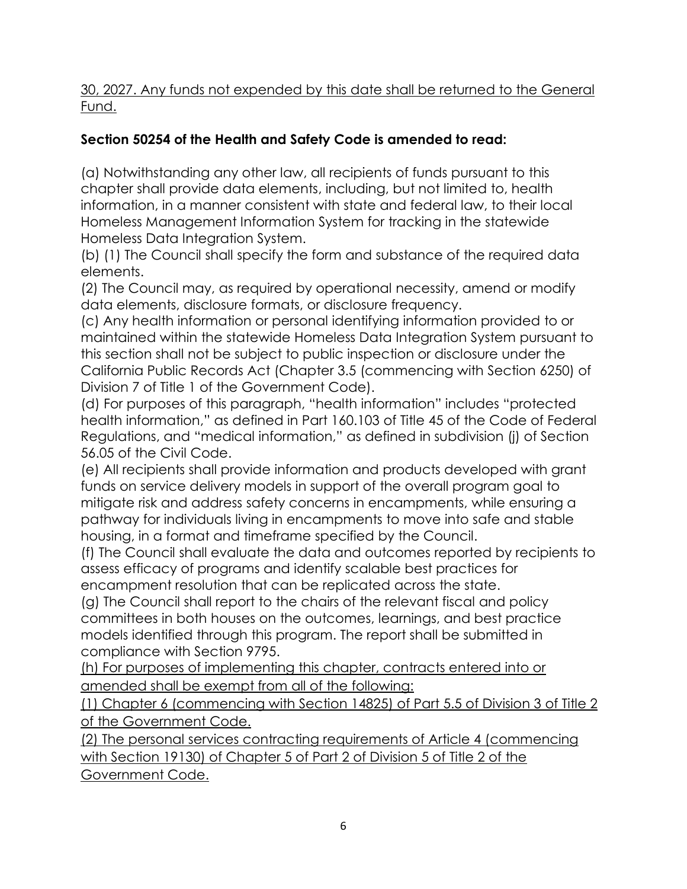<u>30, 2027. Any funds not expended by this date shall be returned to the General Fund.</u>

**Section 50254 of the Health and Safety Code is amended to read:**

(a) Notwithstanding any other law, all recipients of funds pursuant to this chapter shall provide data elements, including, but not limited to, health information, in a manner consistent with state and federal law, to their local Homeless Management Information System for tracking in the statewide Homeless Data Integration System.

(b) (1) The Council shall specify the form and substance of the required data elements.

(2) The Council may, as required by operational necessity, amend or modify data elements, disclosure formats, or disclosure frequency.

(c) Any health information or personal identifying information provided to or maintained within the statewide Homeless Data Integration System pursuant to this section shall not be subject to public inspection or disclosure under the California Public Records Act (Chapter 3.5 (commencing with Section 6250) of Division 7 of Title 1 of the Government Code).

(d) For purposes of this paragraph, "health information" includes "protected health information," as defined in Part 160.103 of Title 45 of the Code of Federal Regulations, and "medical information," as defined in subdivision (j) of Section 56.05 of the Civil Code.

(e) All recipients shall provide information and products developed with grant funds on service delivery models in support of the overall program goal to mitigate risk and address safety concerns in encampments, while ensuring a pathway for individuals living in encampments to move into safe and stable housing, in a format and timeframe specified by the Council.

(f) The Council shall evaluate the data and outcomes reported by recipients to assess efficacy of programs and identify scalable best practices for encampment resolution that can be replicated across the state.

(g) The Council shall report to the chairs of the relevant fiscal and policy committees in both houses on the outcomes, learnings, and best practice models identified through this program. The report shall be submitted in compliance with Section 9795.

<u>(h) For purposes of implementing this chapter, contracts entered into or amended shall be exempt from all of the following:</u>

<u>(1) Chapter 6 (commencing with Section 14825) of Part 5.5 of Division 3 of Title 2 of the Government Code.</u>

<u>(2) The personal services contracting requirements of Article 4 (commencing with Section 19130) of Chapter 5 of Part 2 of Division 5 of Title 2 of the Government Code.</u>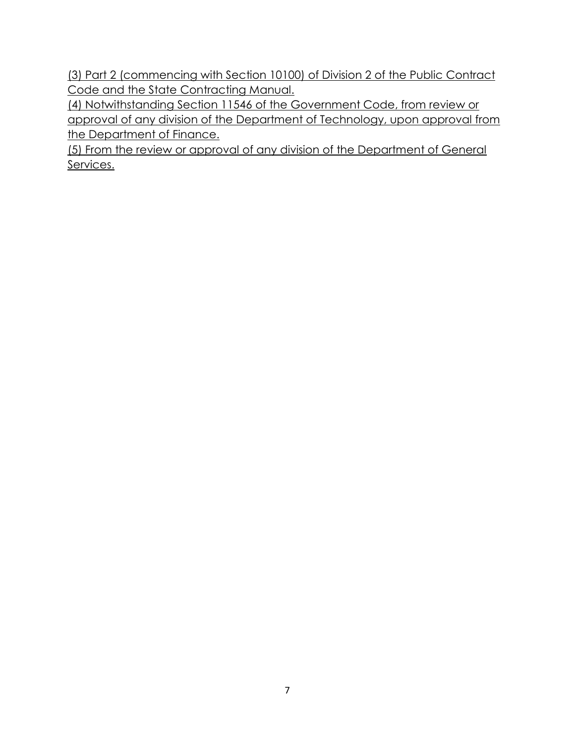<u>(3) Part 2 (commencing with Section 10100) of Division 2 of the Public Contract Code and the State Contracting Manual.</u>

<u>(4) Notwithstanding Section 11546 of the Government Code, from review or approval of any division of the Department of Technology, upon approval from the Department of Finance.</u>

<u>(5) From the review or approval of any division of the Department of General Services.</u>